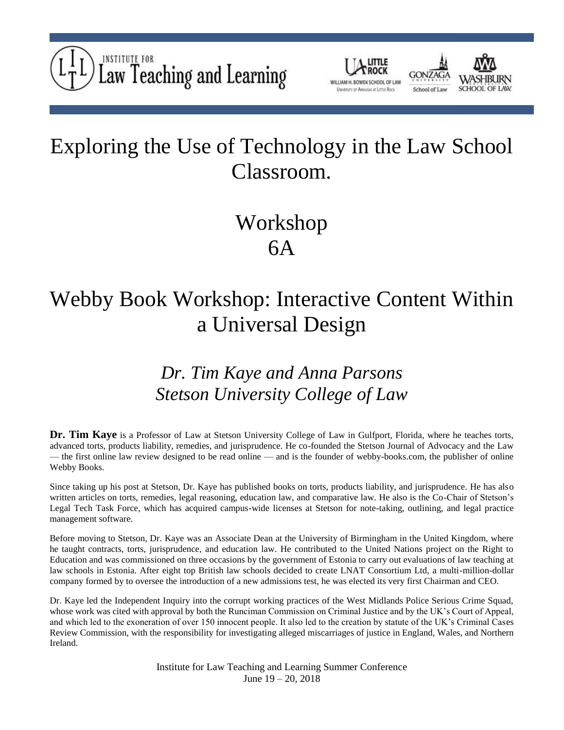INSTITUTE FOR Law Teaching and Learning

# Exploring the Use of Technology in the Law School Classroom.

## Workshop 6A

# Webby Book Workshop: Interactive Content Within a Universal Design

### *Dr. Tim Kaye and Anna Parsons*
### *Stetson University College of Law*

**Dr. Tim Kaye** is a Professor of Law at Stetson University College of Law in Gulfport, Florida, where he teaches torts, advanced torts, products liability, remedies, and jurisprudence. He co-founded the Stetson Journal of Advocacy and the Law — the first online law review designed to be read online — and is the founder of webby-books.com, the publisher of online Webby Books.

Since taking up his post at Stetson, Dr. Kaye has published books on torts, products liability, and jurisprudence. He has also written articles on torts, remedies, legal reasoning, education law, and comparative law. He also is the Co-Chair of Stetson's Legal Tech Task Force, which has acquired campus-wide licenses at Stetson for note-taking, outlining, and legal practice management software.

Before moving to Stetson, Dr. Kaye was an Associate Dean at the University of Birmingham in the United Kingdom, where he taught contracts, torts, jurisprudence, and education law. He contributed to the United Nations project on the Right to Education and was commissioned on three occasions by the government of Estonia to carry out evaluations of law teaching at law schools in Estonia. After eight top British law schools decided to create LNAT Consortium Ltd, a multi-million-dollar company formed by to oversee the introduction of a new admissions test, he was elected its very first Chairman and CEO.

Dr. Kaye led the Independent Inquiry into the corrupt working practices of the West Midlands Police Serious Crime Squad, whose work was cited with approval by both the Runciman Commission on Criminal Justice and by the UK's Court of Appeal, and which led to the exoneration of over 150 innocent people. It also led to the creation by statute of the UK's Criminal Cases Review Commission, with the responsibility for investigating alleged miscarriages of justice in England, Wales, and Northern Ireland.

Institute for Law Teaching and Learning Summer Conference
June 19 – 20, 2018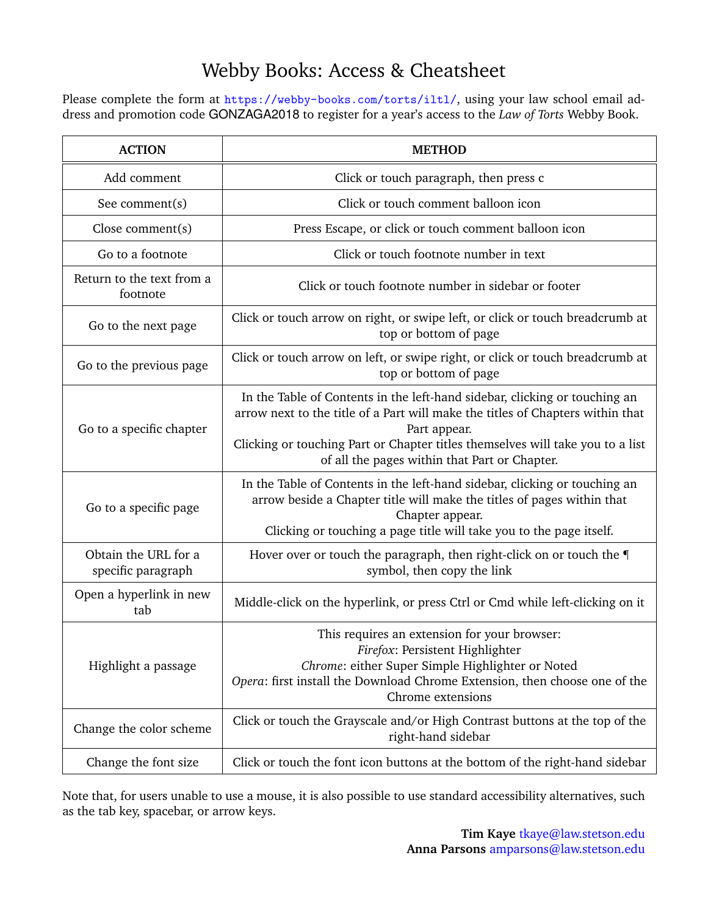# Webby Books: Access & Cheatsheet

Please complete the form at https://webby-books.com/torts/iltl/, using your law school email address and promotion code GONZAGA2018 to register for a year's access to the *Law of Torts* Webby Book.

| ACTION | METHOD |
|---|---|
| Add comment | Click or touch paragraph, then press c |
| See comment(s) | Click or touch comment balloon icon |
| Close comment(s) | Press Escape, or click or touch comment balloon icon |
| Go to a footnote | Click or touch footnote number in text |
| Return to the text from a footnote | Click or touch footnote number in sidebar or footer |
| Go to the next page | Click or touch arrow on right, or swipe left, or click or touch breadcrumb at top or bottom of page |
| Go to the previous page | Click or touch arrow on left, or swipe right, or click or touch breadcrumb at top or bottom of page |
| Go to a specific chapter | In the Table of Contents in the left-hand sidebar, clicking or touching an arrow next to the title of a Part will make the titles of Chapters within that Part appear.<br>Clicking or touching Part or Chapter titles themselves will take you to a list of all the pages within that Part or Chapter. |
| Go to a specific page | In the Table of Contents in the left-hand sidebar, clicking or touching an arrow beside a Chapter title will make the titles of pages within that Chapter appear.<br>Clicking or touching a page title will take you to the page itself. |
| Obtain the URL for a specific paragraph | Hover over or touch the paragraph, then right-click on or touch the ¶ symbol, then copy the link |
| Open a hyperlink in new tab | Middle-click on the hyperlink, or press Ctrl or Cmd while left-clicking on it |
| Highlight a passage | This requires an extension for your browser:<br>*Firefox*: Persistent Highlighter<br>*Chrome*: either Super Simple Highlighter or Noted<br>*Opera*: first install the Download Chrome Extension, then choose one of the Chrome extensions |
| Change the color scheme | Click or touch the Grayscale and/or High Contrast buttons at the top of the right-hand sidebar |
| Change the font size | Click or touch the font icon buttons at the bottom of the right-hand sidebar |

Note that, for users unable to use a mouse, it is also possible to use standard accessibility alternatives, such as the tab key, spacebar, or arrow keys.

**Tim Kaye** tkaye@law.stetson.edu
**Anna Parsons** amparsons@law.stetson.edu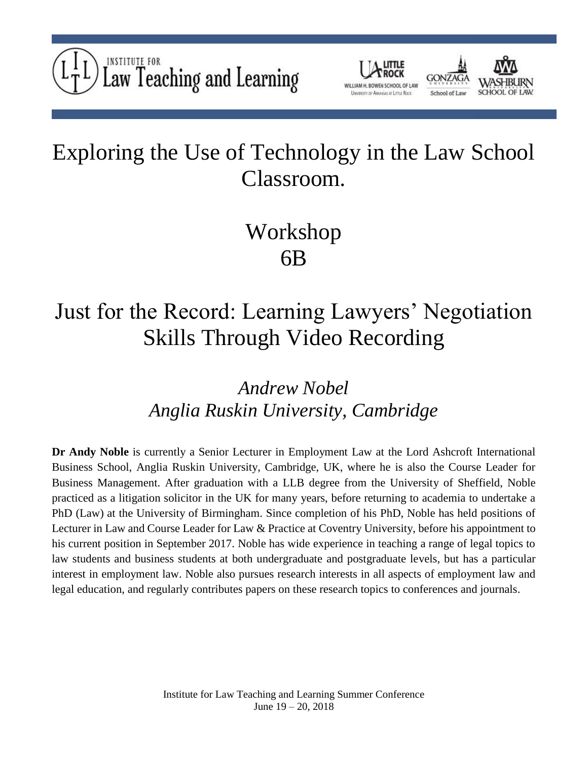# Exploring the Use of Technology in the Law School Classroom.

## Workshop 6B

## Just for the Record: Learning Lawyers' Negotiation Skills Through Video Recording

*Andrew Nobel*
*Anglia Ruskin University, Cambridge*

**Dr Andy Noble** is currently a Senior Lecturer in Employment Law at the Lord Ashcroft International Business School, Anglia Ruskin University, Cambridge, UK, where he is also the Course Leader for Business Management. After graduation with a LLB degree from the University of Sheffield, Noble practiced as a litigation solicitor in the UK for many years, before returning to academia to undertake a PhD (Law) at the University of Birmingham. Since completion of his PhD, Noble has held positions of Lecturer in Law and Course Leader for Law & Practice at Coventry University, before his appointment to his current position in September 2017. Noble has wide experience in teaching a range of legal topics to law students and business students at both undergraduate and postgraduate levels, but has a particular interest in employment law. Noble also pursues research interests in all aspects of employment law and legal education, and regularly contributes papers on these research topics to conferences and journals.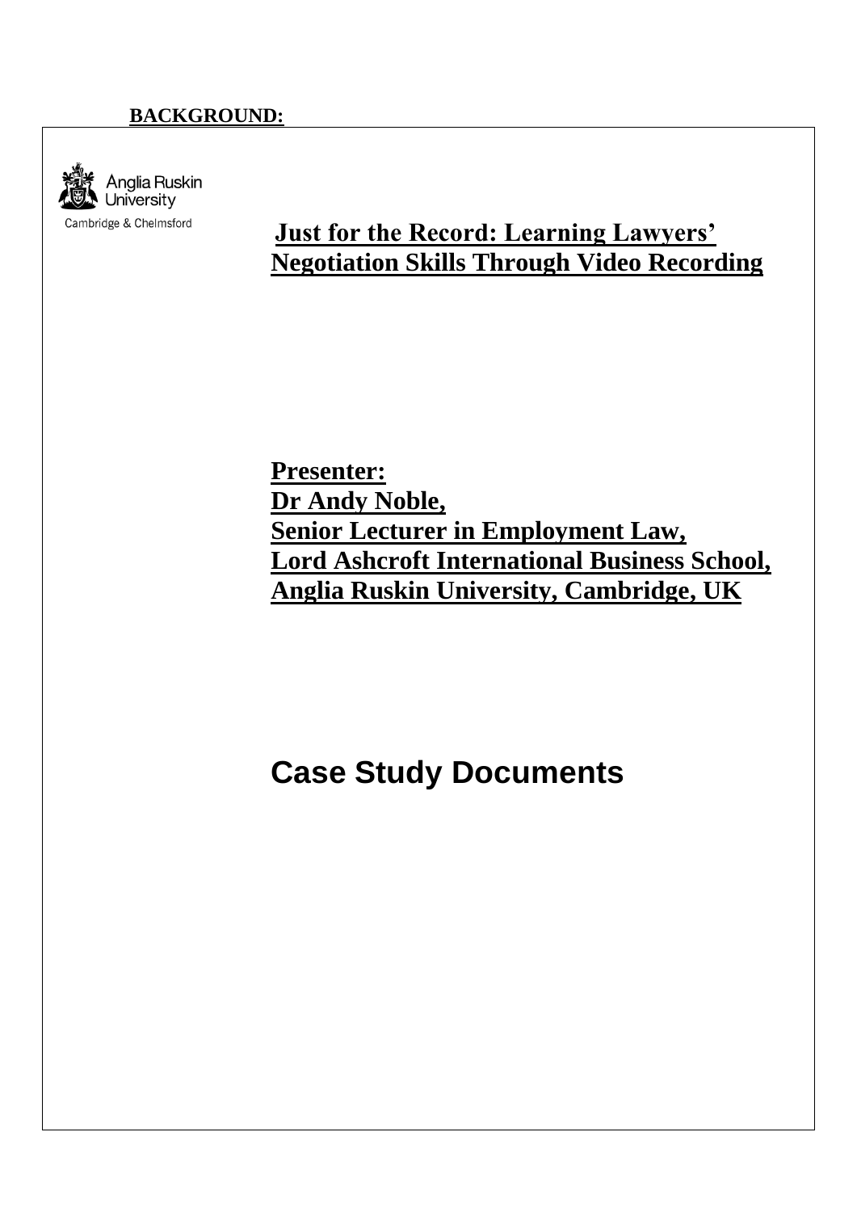**BACKGROUND:**

Anglia Ruskin University
Cambridge & Chelmsford

# Just for the Record: Learning Lawyers' Negotiation Skills Through Video Recording

**Presenter:**
**Dr Andy Noble,**
**Senior Lecturer in Employment Law,**
**Lord Ashcroft International Business School,**
**Anglia Ruskin University, Cambridge, UK**

## Case Study Documents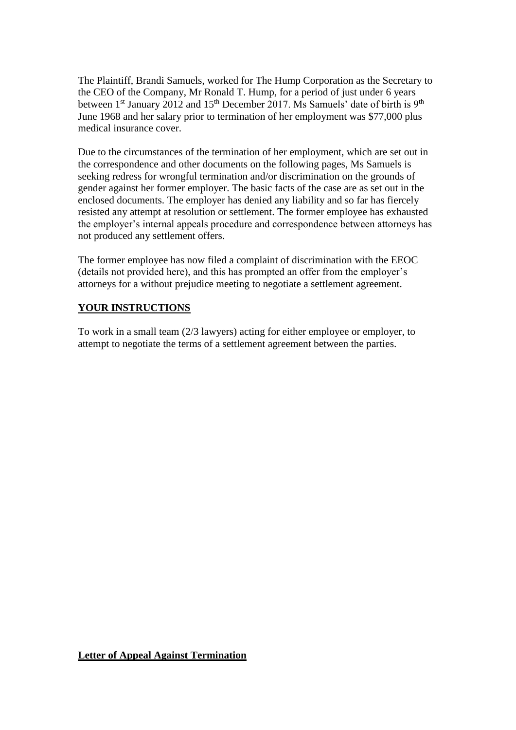The Plaintiff, Brandi Samuels, worked for The Hump Corporation as the Secretary to the CEO of the Company, Mr Ronald T. Hump, for a period of just under 6 years between 1st January 2012 and 15th December 2017. Ms Samuels' date of birth is 9th June 1968 and her salary prior to termination of her employment was $77,000 plus medical insurance cover.

Due to the circumstances of the termination of her employment, which are set out in the correspondence and other documents on the following pages, Ms Samuels is seeking redress for wrongful termination and/or discrimination on the grounds of gender against her former employer. The basic facts of the case are as set out in the enclosed documents. The employer has denied any liability and so far has fiercely resisted any attempt at resolution or settlement. The former employee has exhausted the employer's internal appeals procedure and correspondence between attorneys has not produced any settlement offers.

The former employee has now filed a complaint of discrimination with the EEOC (details not provided here), and this has prompted an offer from the employer's attorneys for a without prejudice meeting to negotiate a settlement agreement.

## YOUR INSTRUCTIONS

To work in a small team (2/3 lawyers) acting for either employee or employer, to attempt to negotiate the terms of a settlement agreement between the parties.

## Letter of Appeal Against Termination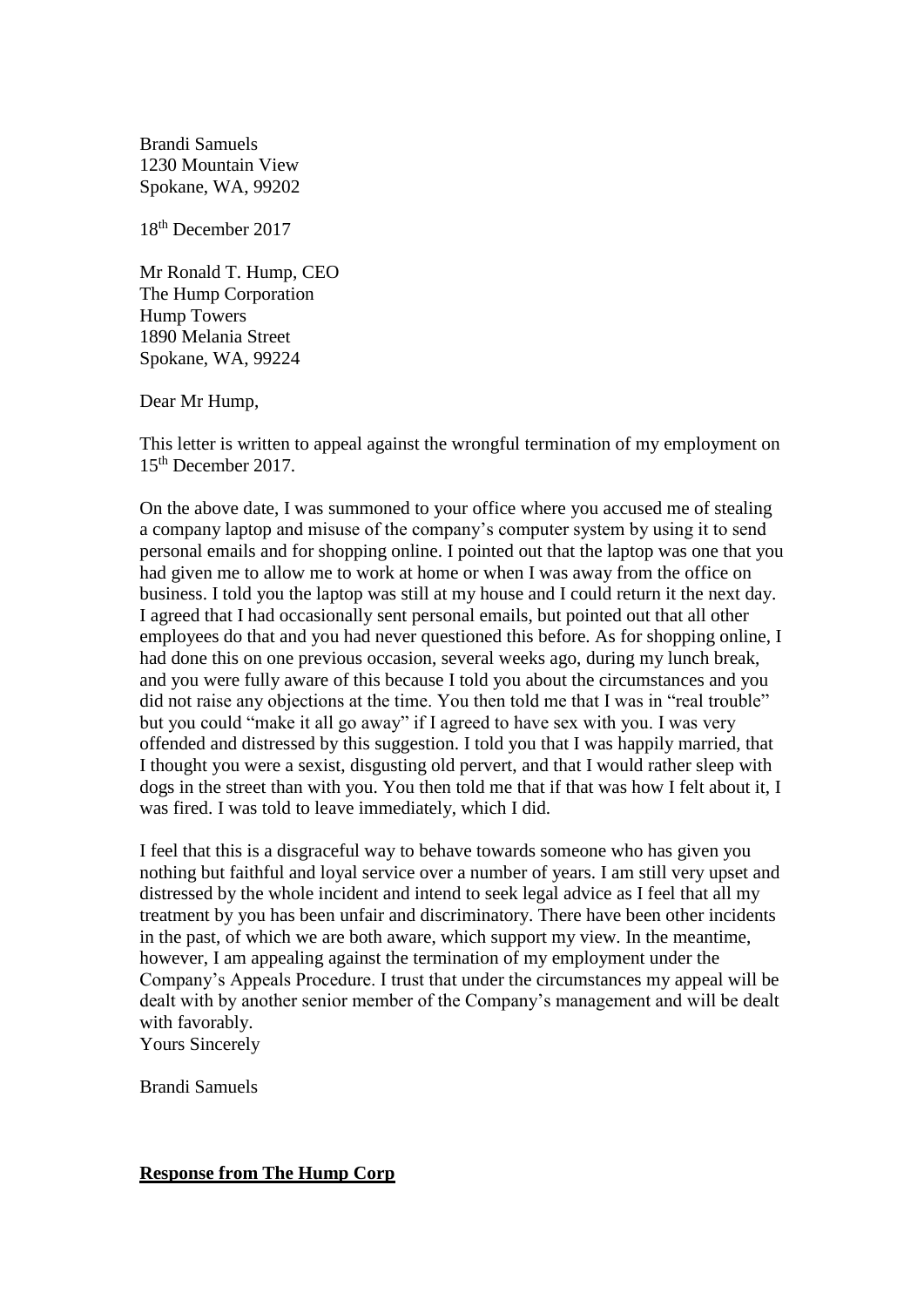Brandi Samuels
1230 Mountain View
Spokane, WA, 99202

18th December 2017

Mr Ronald T. Hump, CEO
The Hump Corporation
Hump Towers
1890 Melania Street
Spokane, WA, 99224

Dear Mr Hump,

This letter is written to appeal against the wrongful termination of my employment on 15th December 2017.

On the above date, I was summoned to your office where you accused me of stealing a company laptop and misuse of the company's computer system by using it to send personal emails and for shopping online. I pointed out that the laptop was one that you had given me to allow me to work at home or when I was away from the office on business. I told you the laptop was still at my house and I could return it the next day. I agreed that I had occasionally sent personal emails, but pointed out that all other employees do that and you had never questioned this before. As for shopping online, I had done this on one previous occasion, several weeks ago, during my lunch break, and you were fully aware of this because I told you about the circumstances and you did not raise any objections at the time. You then told me that I was in "real trouble" but you could "make it all go away" if I agreed to have sex with you. I was very offended and distressed by this suggestion. I told you that I was happily married, that I thought you were a sexist, disgusting old pervert, and that I would rather sleep with dogs in the street than with you. You then told me that if that was how I felt about it, I was fired. I was told to leave immediately, which I did.

I feel that this is a disgraceful way to behave towards someone who has given you nothing but faithful and loyal service over a number of years. I am still very upset and distressed by the whole incident and intend to seek legal advice as I feel that all my treatment by you has been unfair and discriminatory. There have been other incidents in the past, of which we are both aware, which support my view. In the meantime, however, I am appealing against the termination of my employment under the Company's Appeals Procedure. I trust that under the circumstances my appeal will be dealt with by another senior member of the Company's management and will be dealt with favorably.
Yours Sincerely

Brandi Samuels

**Response from The Hump Corp**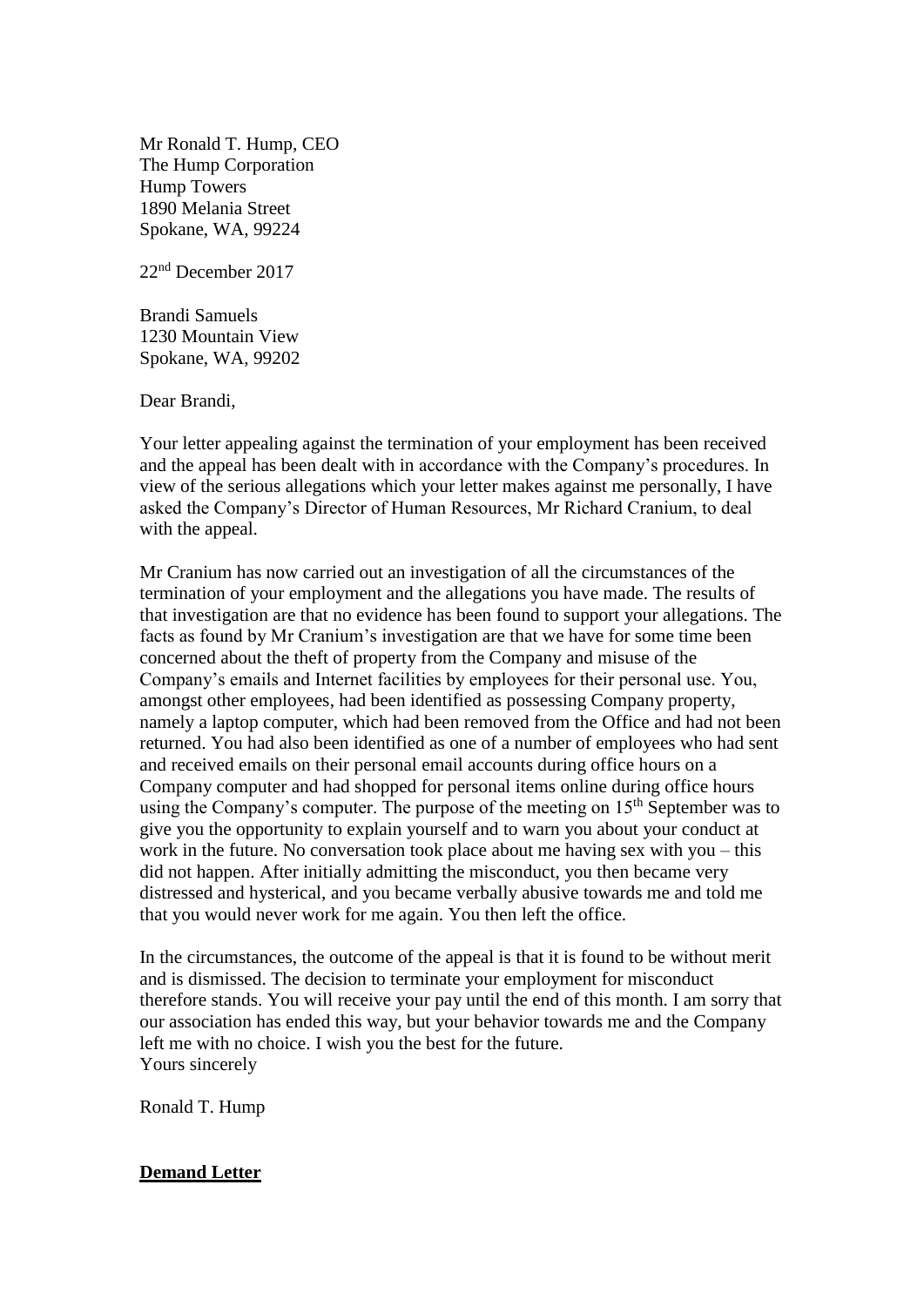Mr Ronald T. Hump, CEO
The Hump Corporation
Hump Towers
1890 Melania Street
Spokane, WA, 99224

22nd December 2017

Brandi Samuels
1230 Mountain View
Spokane, WA, 99202

Dear Brandi,

Your letter appealing against the termination of your employment has been received and the appeal has been dealt with in accordance with the Company's procedures. In view of the serious allegations which your letter makes against me personally, I have asked the Company's Director of Human Resources, Mr Richard Cranium, to deal with the appeal.

Mr Cranium has now carried out an investigation of all the circumstances of the termination of your employment and the allegations you have made. The results of that investigation are that no evidence has been found to support your allegations. The facts as found by Mr Cranium's investigation are that we have for some time been concerned about the theft of property from the Company and misuse of the Company's emails and Internet facilities by employees for their personal use. You, amongst other employees, had been identified as possessing Company property, namely a laptop computer, which had been removed from the Office and had not been returned. You had also been identified as one of a number of employees who had sent and received emails on their personal email accounts during office hours on a Company computer and had shopped for personal items online during office hours using the Company's computer. The purpose of the meeting on 15th September was to give you the opportunity to explain yourself and to warn you about your conduct at work in the future. No conversation took place about me having sex with you – this did not happen. After initially admitting the misconduct, you then became very distressed and hysterical, and you became verbally abusive towards me and told me that you would never work for me again. You then left the office.

In the circumstances, the outcome of the appeal is that it is found to be without merit and is dismissed. The decision to terminate your employment for misconduct therefore stands. You will receive your pay until the end of this month. I am sorry that our association has ended this way, but your behavior towards me and the Company left me with no choice. I wish you the best for the future.
Yours sincerely

Ronald T. Hump

**<u>Demand Letter</u>**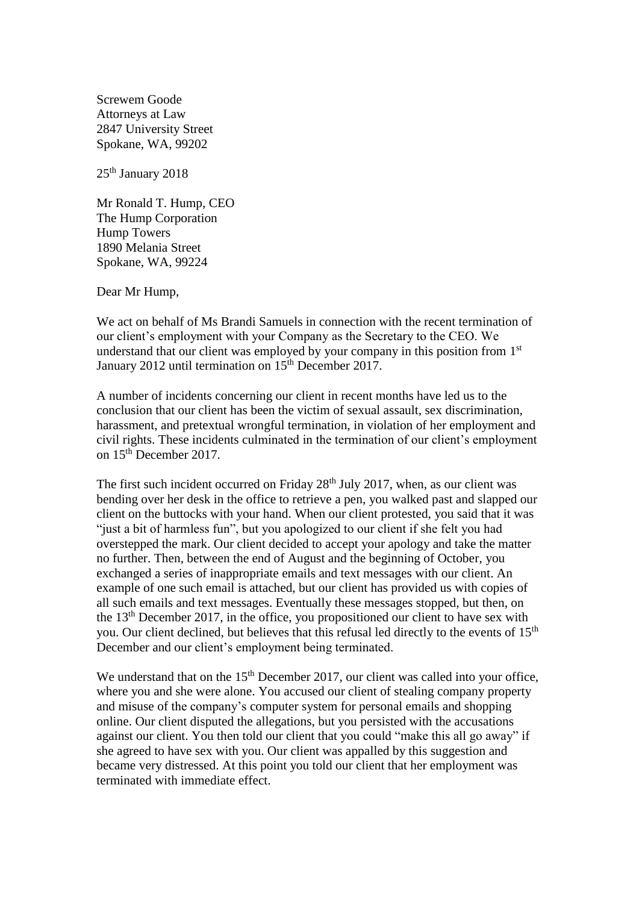Screwem Goode
Attorneys at Law
2847 University Street
Spokane, WA, 99202

25th January 2018

Mr Ronald T. Hump, CEO
The Hump Corporation
Hump Towers
1890 Melania Street
Spokane, WA, 99224

Dear Mr Hump,

We act on behalf of Ms Brandi Samuels in connection with the recent termination of our client's employment with your Company as the Secretary to the CEO. We understand that our client was employed by your company in this position from 1st January 2012 until termination on 15th December 2017.

A number of incidents concerning our client in recent months have led us to the conclusion that our client has been the victim of sexual assault, sex discrimination, harassment, and pretextual wrongful termination, in violation of her employment and civil rights. These incidents culminated in the termination of our client's employment on 15th December 2017.

The first such incident occurred on Friday 28th July 2017, when, as our client was bending over her desk in the office to retrieve a pen, you walked past and slapped our client on the buttocks with your hand. When our client protested, you said that it was "just a bit of harmless fun", but you apologized to our client if she felt you had overstepped the mark. Our client decided to accept your apology and take the matter no further. Then, between the end of August and the beginning of October, you exchanged a series of inappropriate emails and text messages with our client. An example of one such email is attached, but our client has provided us with copies of all such emails and text messages. Eventually these messages stopped, but then, on the 13th December 2017, in the office, you propositioned our client to have sex with you. Our client declined, but believes that this refusal led directly to the events of 15th December and our client's employment being terminated.

We understand that on the 15th December 2017, our client was called into your office, where you and she were alone. You accused our client of stealing company property and misuse of the company's computer system for personal emails and shopping online. Our client disputed the allegations, but you persisted with the accusations against our client. You then told our client that you could "make this all go away" if she agreed to have sex with you. Our client was appalled by this suggestion and became very distressed. At this point you told our client that her employment was terminated with immediate effect.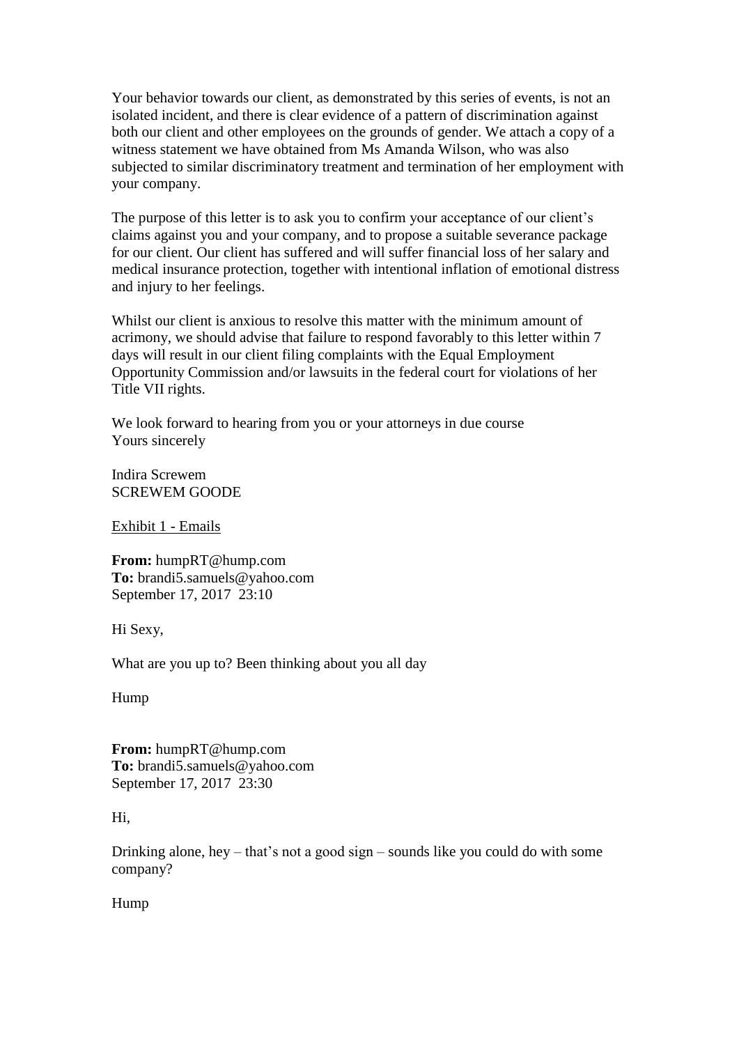Your behavior towards our client, as demonstrated by this series of events, is not an isolated incident, and there is clear evidence of a pattern of discrimination against both our client and other employees on the grounds of gender. We attach a copy of a witness statement we have obtained from Ms Amanda Wilson, who was also subjected to similar discriminatory treatment and termination of her employment with your company.

The purpose of this letter is to ask you to confirm your acceptance of our client's claims against you and your company, and to propose a suitable severance package for our client. Our client has suffered and will suffer financial loss of her salary and medical insurance protection, together with intentional inflation of emotional distress and injury to her feelings.

Whilst our client is anxious to resolve this matter with the minimum amount of acrimony, we should advise that failure to respond favorably to this letter within 7 days will result in our client filing complaints with the Equal Employment Opportunity Commission and/or lawsuits in the federal court for violations of her Title VII rights.

We look forward to hearing from you or your attorneys in due course
Yours sincerely

Indira Screwem
SCREWEM GOODE

<u>Exhibit 1 - Emails</u>

**From:** humpRT@hump.com
**To:** brandi5.samuels@yahoo.com
September 17, 2017 23:10

Hi Sexy,

What are you up to? Been thinking about you all day

Hump

**From:** humpRT@hump.com
**To:** brandi5.samuels@yahoo.com
September 17, 2017 23:30

Hi,

Drinking alone, hey – that's not a good sign – sounds like you could do with some company?

Hump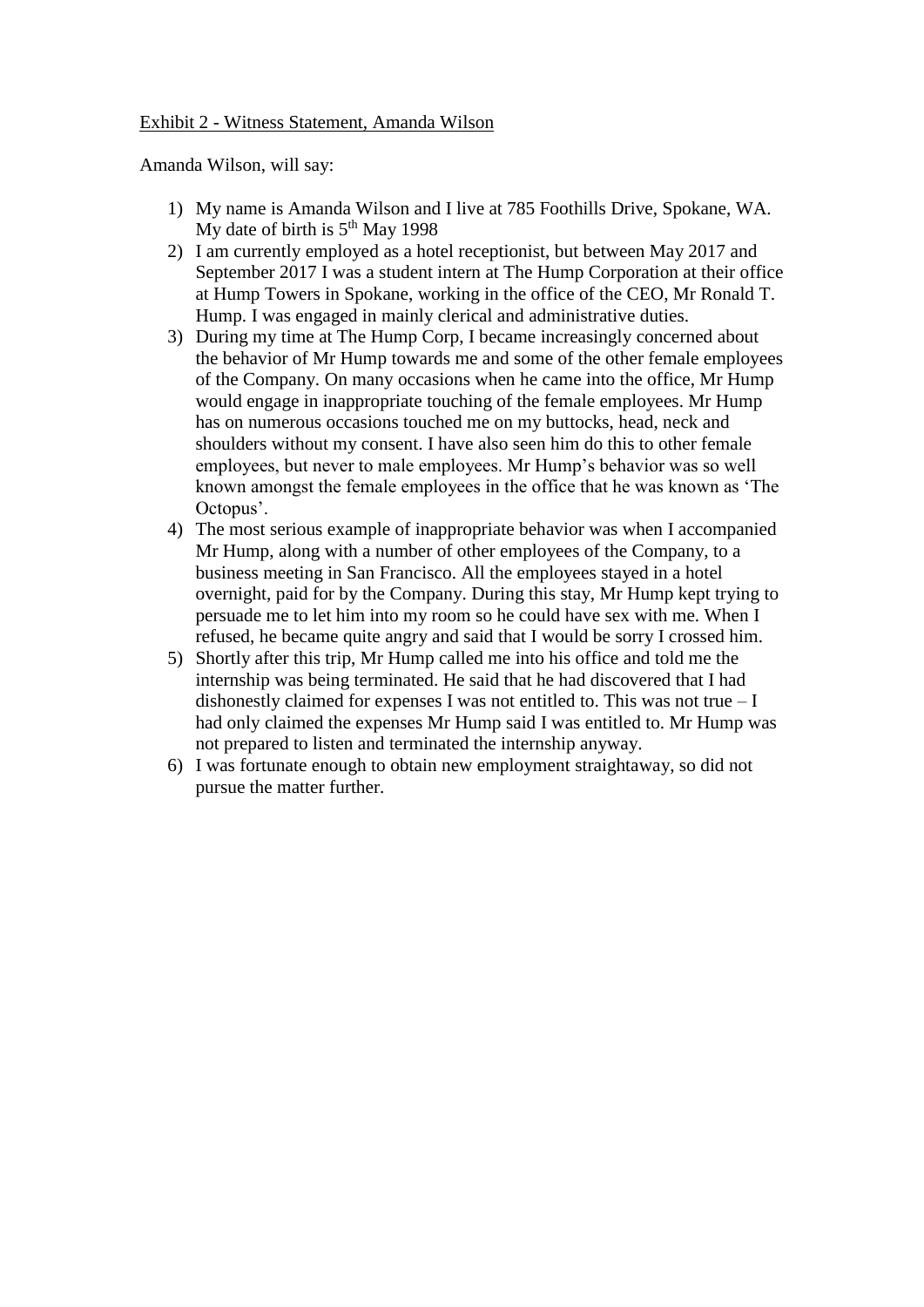Exhibit 2 - Witness Statement, Amanda Wilson

Amanda Wilson, will say:

1) My name is Amanda Wilson and I live at 785 Foothills Drive, Spokane, WA. My date of birth is 5th May 1998
2) I am currently employed as a hotel receptionist, but between May 2017 and September 2017 I was a student intern at The Hump Corporation at their office at Hump Towers in Spokane, working in the office of the CEO, Mr Ronald T. Hump. I was engaged in mainly clerical and administrative duties.
3) During my time at The Hump Corp, I became increasingly concerned about the behavior of Mr Hump towards me and some of the other female employees of the Company. On many occasions when he came into the office, Mr Hump would engage in inappropriate touching of the female employees. Mr Hump has on numerous occasions touched me on my buttocks, head, neck and shoulders without my consent. I have also seen him do this to other female employees, but never to male employees. Mr Hump's behavior was so well known amongst the female employees in the office that he was known as 'The Octopus'.
4) The most serious example of inappropriate behavior was when I accompanied Mr Hump, along with a number of other employees of the Company, to a business meeting in San Francisco. All the employees stayed in a hotel overnight, paid for by the Company. During this stay, Mr Hump kept trying to persuade me to let him into my room so he could have sex with me. When I refused, he became quite angry and said that I would be sorry I crossed him.
5) Shortly after this trip, Mr Hump called me into his office and told me the internship was being terminated. He said that he had discovered that I had dishonestly claimed for expenses I was not entitled to. This was not true – I had only claimed the expenses Mr Hump said I was entitled to. Mr Hump was not prepared to listen and terminated the internship anyway.
6) I was fortunate enough to obtain new employment straightaway, so did not pursue the matter further.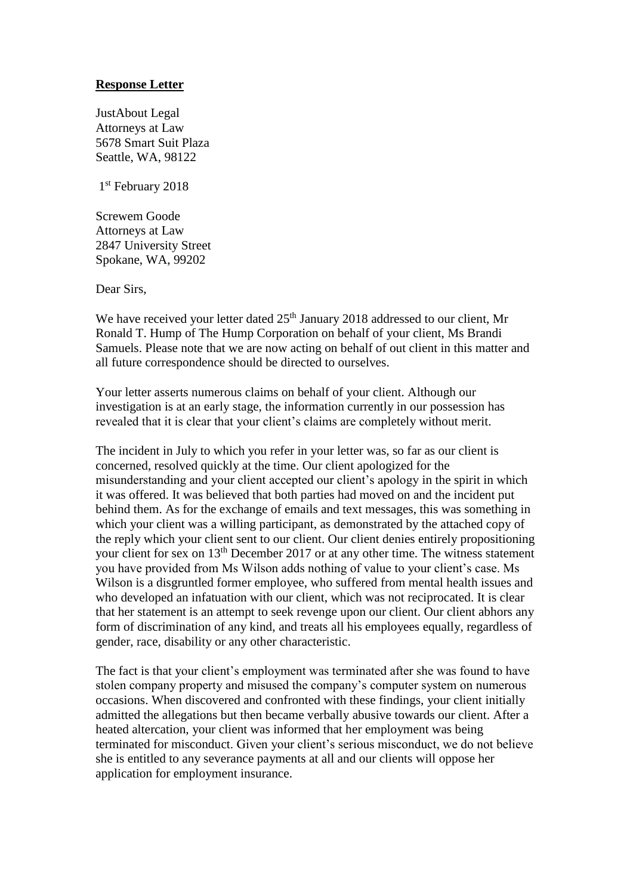**Response Letter**

JustAbout Legal
Attorneys at Law
5678 Smart Suit Plaza
Seattle, WA, 98122

1st February 2018

Screwem Goode
Attorneys at Law
2847 University Street
Spokane, WA, 99202

Dear Sirs,

We have received your letter dated 25th January 2018 addressed to our client, Mr Ronald T. Hump of The Hump Corporation on behalf of your client, Ms Brandi Samuels. Please note that we are now acting on behalf of out client in this matter and all future correspondence should be directed to ourselves.

Your letter asserts numerous claims on behalf of your client. Although our investigation is at an early stage, the information currently in our possession has revealed that it is clear that your client's claims are completely without merit.

The incident in July to which you refer in your letter was, so far as our client is concerned, resolved quickly at the time. Our client apologized for the misunderstanding and your client accepted our client's apology in the spirit in which it was offered. It was believed that both parties had moved on and the incident put behind them. As for the exchange of emails and text messages, this was something in which your client was a willing participant, as demonstrated by the attached copy of the reply which your client sent to our client. Our client denies entirely propositioning your client for sex on 13th December 2017 or at any other time. The witness statement you have provided from Ms Wilson adds nothing of value to your client's case. Ms Wilson is a disgruntled former employee, who suffered from mental health issues and who developed an infatuation with our client, which was not reciprocated. It is clear that her statement is an attempt to seek revenge upon our client. Our client abhors any form of discrimination of any kind, and treats all his employees equally, regardless of gender, race, disability or any other characteristic.

The fact is that your client's employment was terminated after she was found to have stolen company property and misused the company's computer system on numerous occasions. When discovered and confronted with these findings, your client initially admitted the allegations but then became verbally abusive towards our client. After a heated altercation, your client was informed that her employment was being terminated for misconduct. Given your client's serious misconduct, we do not believe she is entitled to any severance payments at all and our clients will oppose her application for employment insurance.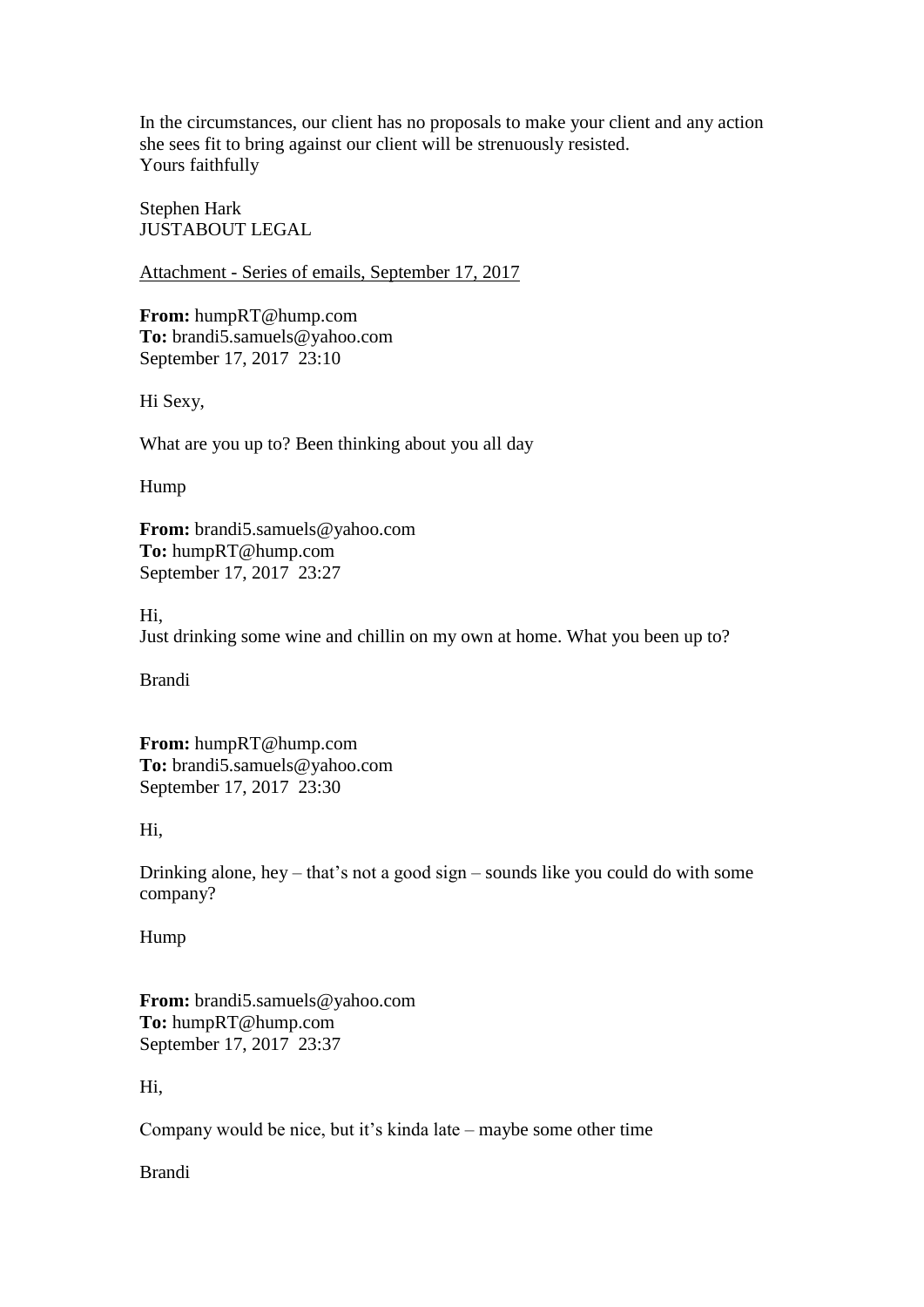In the circumstances, our client has no proposals to make your client and any action she sees fit to bring against our client will be strenuously resisted.
Yours faithfully

Stephen Hark
JUSTABOUT LEGAL

<u>Attachment - Series of emails, September 17, 2017</u>

**From:** humpRT@hump.com
**To:** brandi5.samuels@yahoo.com
September 17, 2017 23:10

Hi Sexy,

What are you up to? Been thinking about you all day

Hump

**From:** brandi5.samuels@yahoo.com
**To:** humpRT@hump.com
September 17, 2017 23:27

Hi,
Just drinking some wine and chillin on my own at home. What you been up to?

Brandi

**From:** humpRT@hump.com
**To:** brandi5.samuels@yahoo.com
September 17, 2017 23:30

Hi,

Drinking alone, hey – that's not a good sign – sounds like you could do with some company?

Hump

**From:** brandi5.samuels@yahoo.com
**To:** humpRT@hump.com
September 17, 2017 23:37

Hi,

Company would be nice, but it's kinda late – maybe some other time

Brandi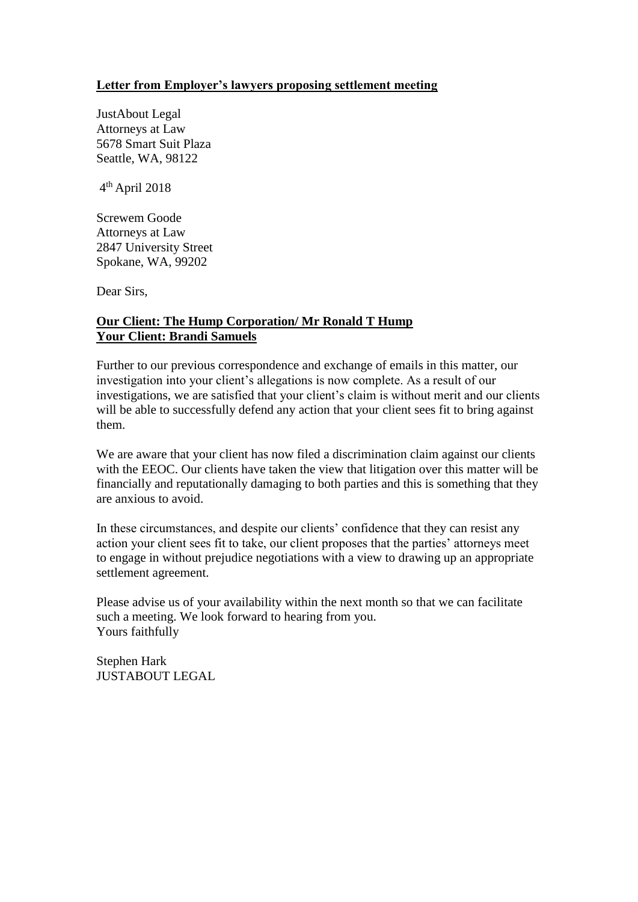**Letter from Employer's lawyers proposing settlement meeting**

JustAbout Legal
Attorneys at Law
5678 Smart Suit Plaza
Seattle, WA, 98122

4th April 2018

Screwem Goode
Attorneys at Law
2847 University Street
Spokane, WA, 99202

Dear Sirs,

**Our Client: The Hump Corporation/ Mr Ronald T Hump**
**Your Client: Brandi Samuels**

Further to our previous correspondence and exchange of emails in this matter, our investigation into your client's allegations is now complete. As a result of our investigations, we are satisfied that your client's claim is without merit and our clients will be able to successfully defend any action that your client sees fit to bring against them.

We are aware that your client has now filed a discrimination claim against our clients with the EEOC. Our clients have taken the view that litigation over this matter will be financially and reputationally damaging to both parties and this is something that they are anxious to avoid.

In these circumstances, and despite our clients' confidence that they can resist any action your client sees fit to take, our client proposes that the parties' attorneys meet to engage in without prejudice negotiations with a view to drawing up an appropriate settlement agreement.

Please advise us of your availability within the next month so that we can facilitate such a meeting. We look forward to hearing from you.
Yours faithfully

Stephen Hark
JUSTABOUT LEGAL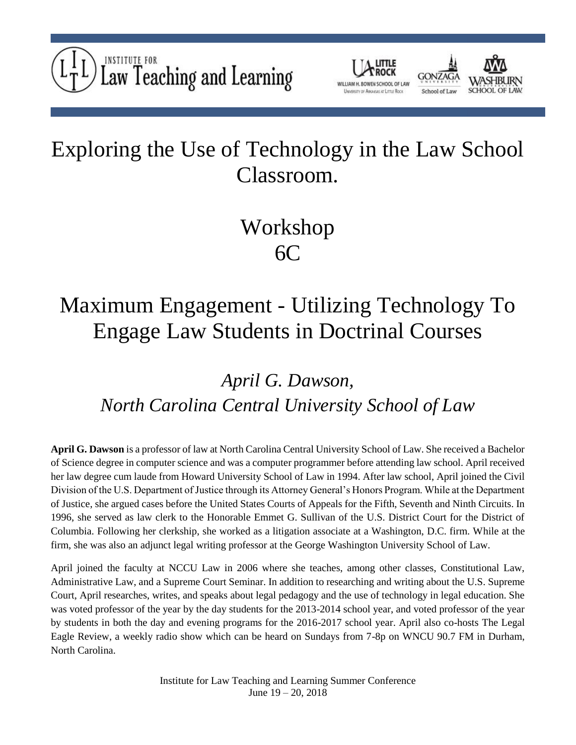INSTITUTE FOR Law Teaching and Learning

UA LITTLE ROCK WILLIAM H. BOWEN SCHOOL OF LAW University of Arkansas at Little Rock | GONZAGA UNIVERSITY School of Law | WASHBURN UNIVERSITY SCHOOL OF LAW

# Exploring the Use of Technology in the Law School Classroom.

# Workshop 6C

# Maximum Engagement - Utilizing Technology To Engage Law Students in Doctrinal Courses

## *April G. Dawson, North Carolina Central University School of Law*

**April G. Dawson** is a professor of law at North Carolina Central University School of Law. She received a Bachelor of Science degree in computer science and was a computer programmer before attending law school. April received her law degree cum laude from Howard University School of Law in 1994. After law school, April joined the Civil Division of the U.S. Department of Justice through its Attorney General's Honors Program. While at the Department of Justice, she argued cases before the United States Courts of Appeals for the Fifth, Seventh and Ninth Circuits. In 1996, she served as law clerk to the Honorable Emmet G. Sullivan of the U.S. District Court for the District of Columbia. Following her clerkship, she worked as a litigation associate at a Washington, D.C. firm. While at the firm, she was also an adjunct legal writing professor at the George Washington University School of Law.

April joined the faculty at NCCU Law in 2006 where she teaches, among other classes, Constitutional Law, Administrative Law, and a Supreme Court Seminar. In addition to researching and writing about the U.S. Supreme Court, April researches, writes, and speaks about legal pedagogy and the use of technology in legal education. She was voted professor of the year by the day students for the 2013-2014 school year, and voted professor of the year by students in both the day and evening programs for the 2016-2017 school year. April also co-hosts The Legal Eagle Review, a weekly radio show which can be heard on Sundays from 7-8p on WNCU 90.7 FM in Durham, North Carolina.

Institute for Law Teaching and Learning Summer Conference
June 19 – 20, 2018